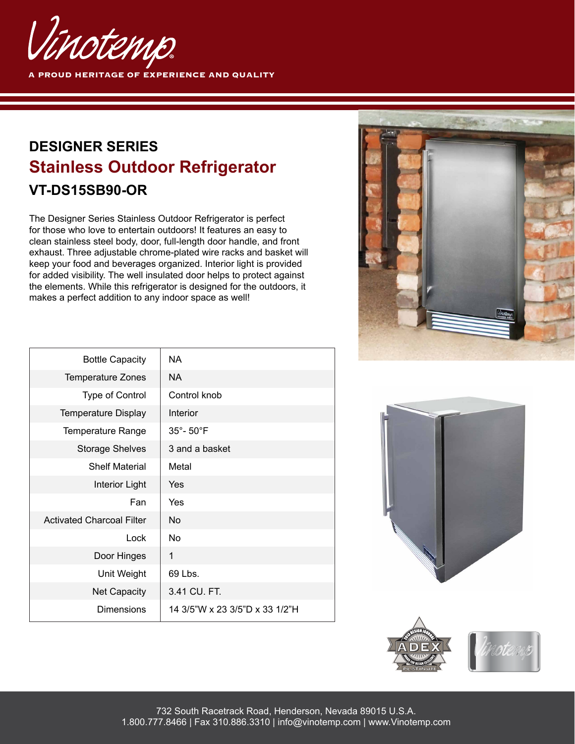Vinotemp

A PROUD HERITAGE OF EXPERIENCE AND QUALITY

## DESIGNER SERIES

# Stainless Outdoor Refrigerator

## VT-DS15SB90-OR

The Designer Series Stainless Outdoor Refrigerator is perfect for those who love to entertain outdoors! It features an easy to clean stainless steel body, door, full-length door handle, and front exhaust. Three adjustable chrome-plated wire racks and basket will keep your food and beverages organized. Interior light is provided for added visibility. The well insulated door helps to protect against the elements. While this refrigerator is designed for the outdoors, it makes a perfect addition to any indoor space as well!

| | |
|---|---|
| Bottle Capacity | NA |
| Temperature Zones | NA |
| Type of Control | Control knob |
| Temperature Display | Interior |
| Temperature Range | 35°- 50°F |
| Storage Shelves | 3 and a basket |
| Shelf Material | Metal |
| Interior Light | Yes |
| Fan | Yes |
| Activated Charcoal Filter | No |
| Lock | No |
| Door Hinges | 1 |
| Unit Weight | 69 Lbs. |
| Net Capacity | 3.41 CU. FT. |
| Dimensions | 14 3/5"W x 23 3/5"D x 33 1/2"H |

732 South Racetrack Road, Henderson, Nevada 89015 U.S.A.
1.800.777.8466 | Fax 310.886.3310 | info@vinotemp.com | www.Vinotemp.com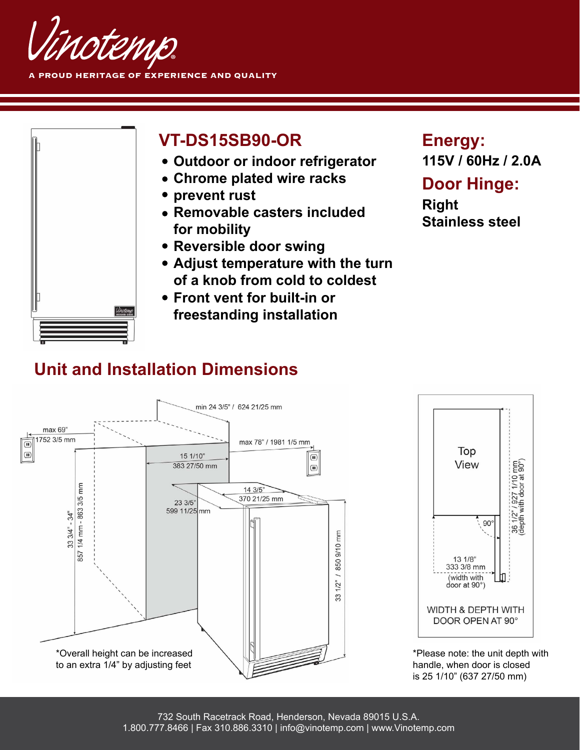Vinotemp

A PROUD HERITAGE OF EXPERIENCE AND QUALITY

## VT-DS15SB90-OR

- Outdoor or indoor refrigerator
- Chrome plated wire racks
- prevent rust
- Removable casters included for mobility
- Reversible door swing
- Adjust temperature with the turn of a knob from cold to coldest
- Front vent for built-in or freestanding installation

## Energy:

**115V / 60Hz / 2.0A**

## Door Hinge:

**Right**

**Stainless steel**

## Unit and Installation Dimensions

min 24 3/5" / 624 21/25 mm

max 69" 1752 3/5 mm

max 78" / 1981 1/5 mm

15 1/10" 383 27/50 mm

14 3/5" 370 21/25 mm

23 3/5" 599 11/25 mm

33 3/4" - 34" 857 1/4 mm - 863 3/5 mm

33 1/2" / 850 9/10 mm

*Overall height can be increased to an extra 1/4" by adjusting feet

Top View

90°

13 1/8" 333 3/8 mm (width with door at 90°)

36 1/2" / 927 1/10 mm (depth with door at 90°)

WIDTH & DEPTH WITH DOOR OPEN AT 90°

*Please note: the unit depth with handle, when door is closed is 25 1/10" (637 27/50 mm)

732 South Racetrack Road, Henderson, Nevada 89015 U.S.A.
1.800.777.8466 | Fax 310.886.3310 | info@vinotemp.com | www.Vinotemp.com